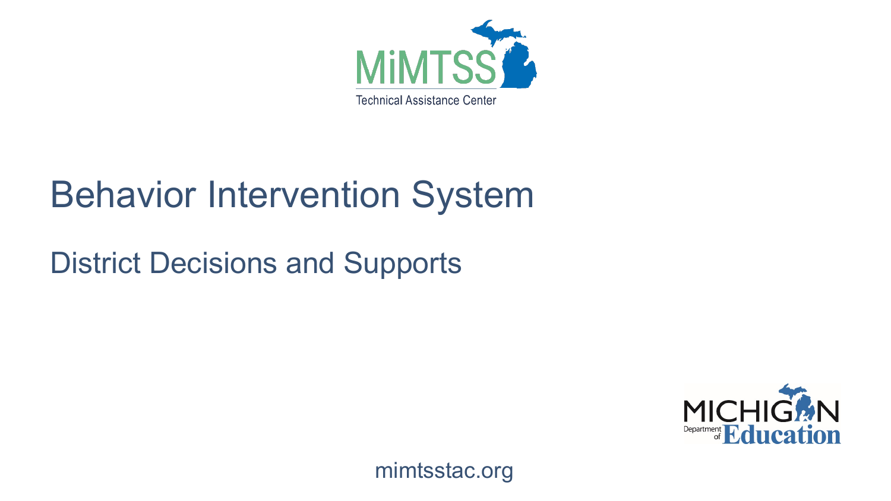MiMTSS Technical Assistance Center

# Behavior Intervention System

## District Decisions and Supports

Michigan Department of Education

mimtsstac.org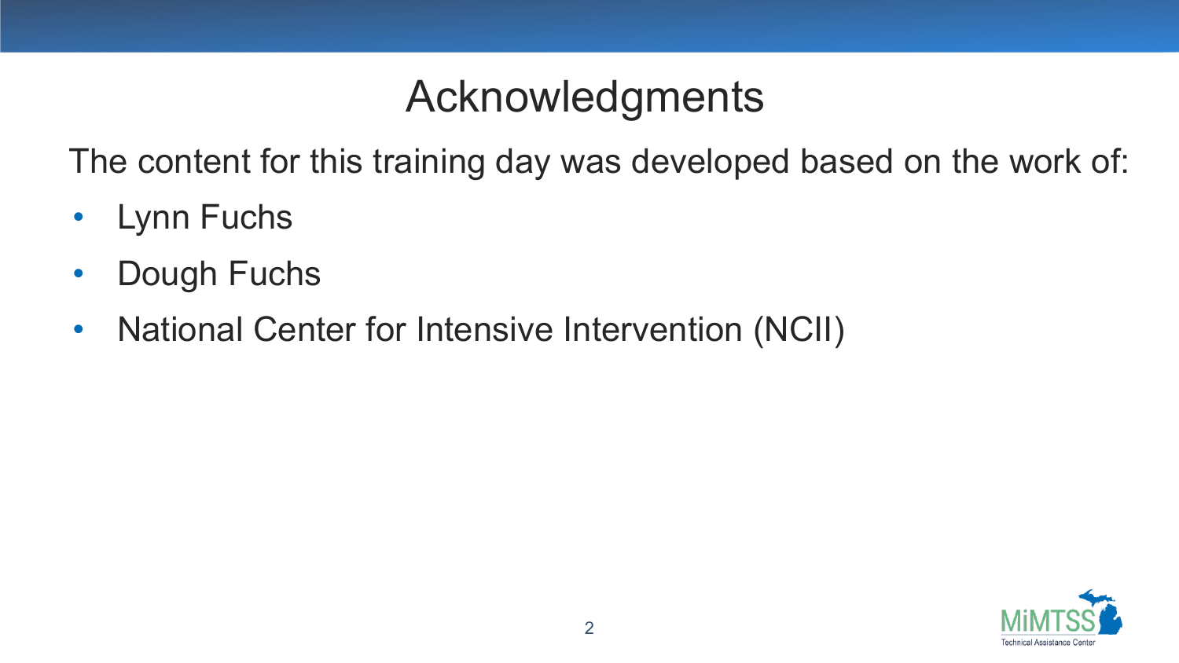# Acknowledgments

The content for this training day was developed based on the work of:

- Lynn Fuchs
- Dough Fuchs
- National Center for Intensive Intervention (NCII)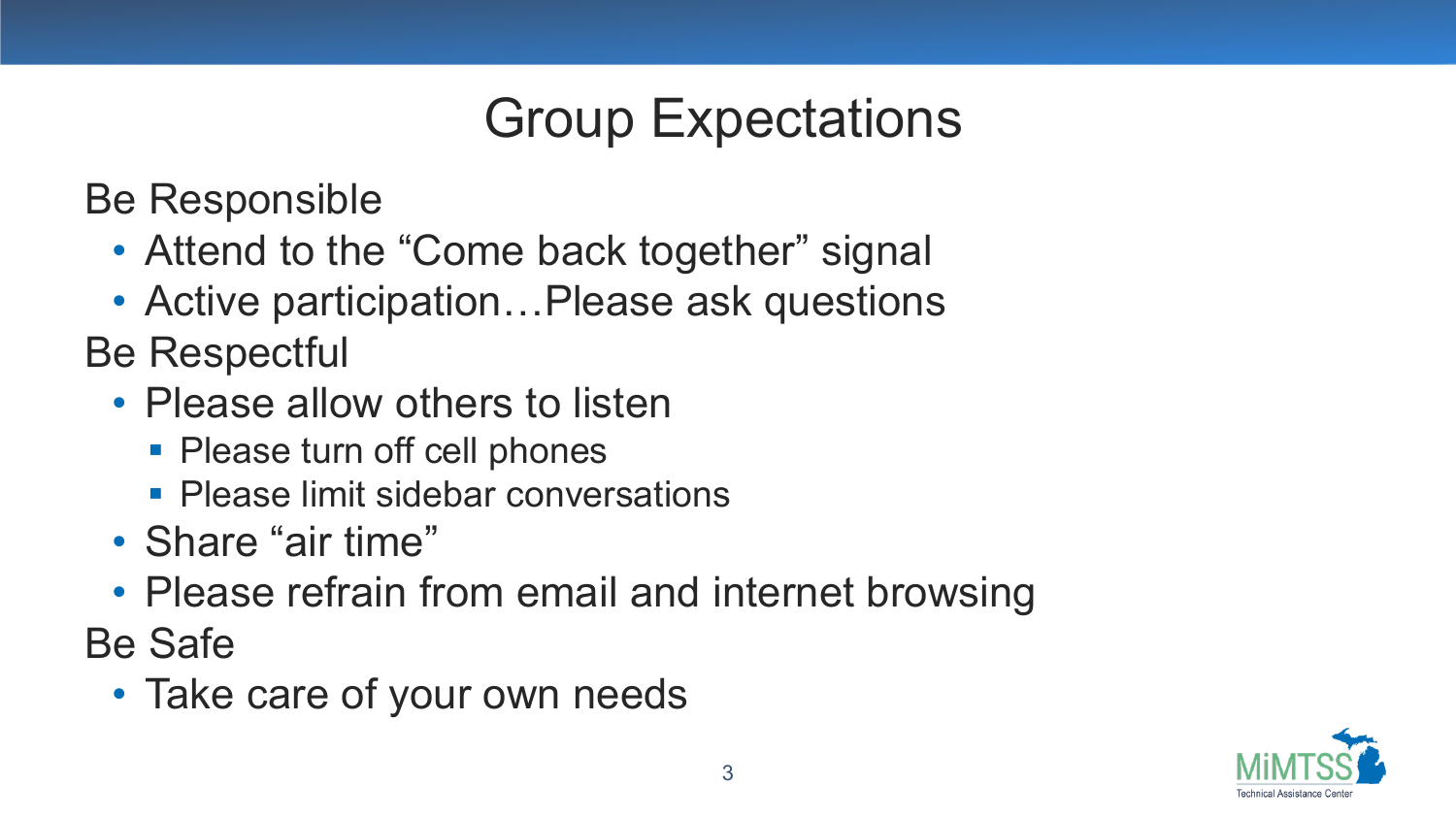# Group Expectations

Be Responsible

- Attend to the "Come back together" signal
- Active participation…Please ask questions

Be Respectful

- Please allow others to listen
  - Please turn off cell phones
  - Please limit sidebar conversations
- Share "air time"
- Please refrain from email and internet browsing

Be Safe

- Take care of your own needs

MiMTSS Technical Assistance Center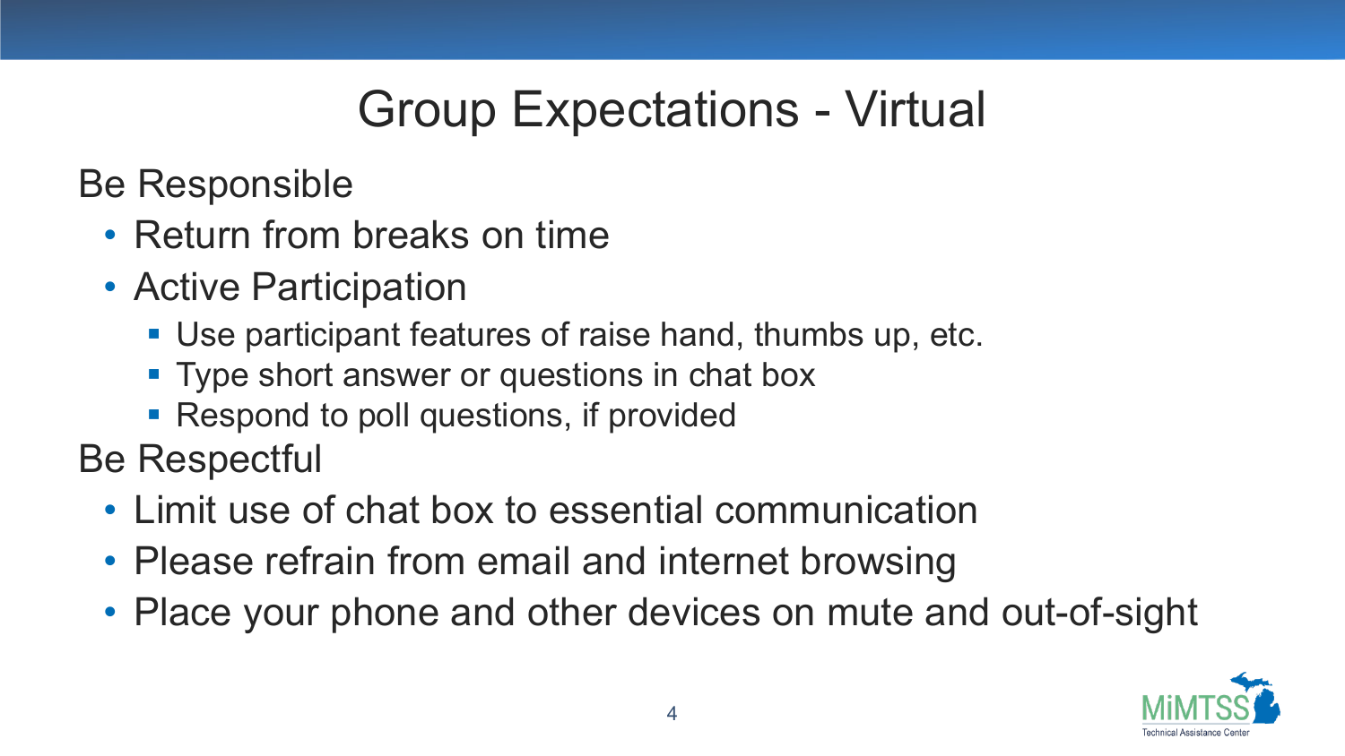# Group Expectations - Virtual

Be Responsible

- Return from breaks on time
- Active Participation
  - Use participant features of raise hand, thumbs up, etc.
  - Type short answer or questions in chat box
  - Respond to poll questions, if provided

Be Respectful

- Limit use of chat box to essential communication
- Please refrain from email and internet browsing
- Place your phone and other devices on mute and out-of-sight

MiMTSS Technical Assistance Center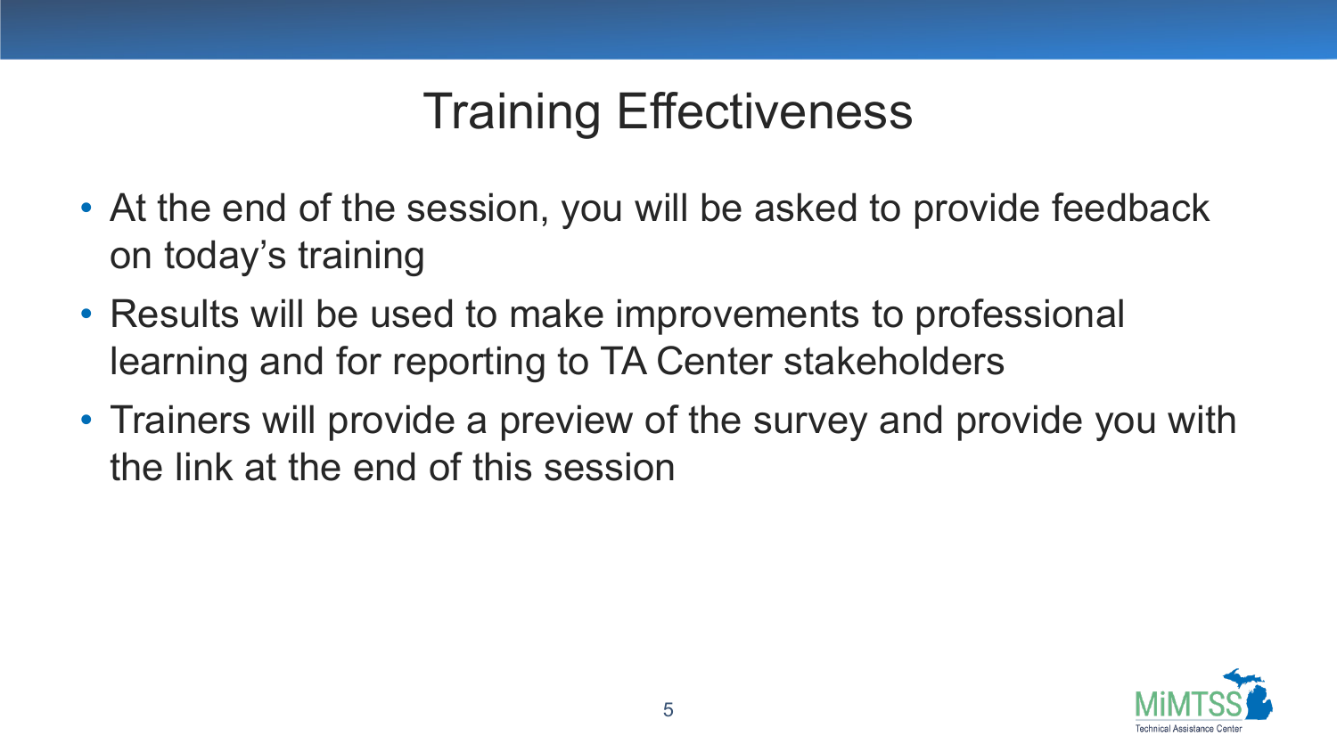# Training Effectiveness

- At the end of the session, you will be asked to provide feedback on today's training
- Results will be used to make improvements to professional learning and for reporting to TA Center stakeholders
- Trainers will provide a preview of the survey and provide you with the link at the end of this session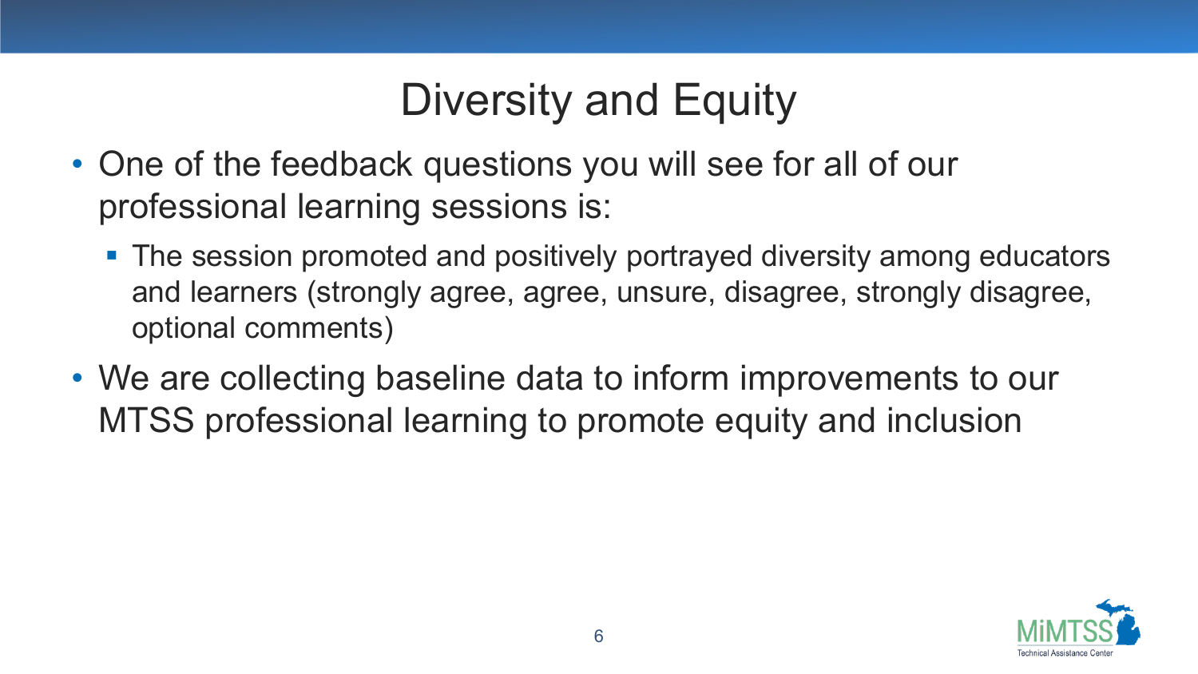# Diversity and Equity

- One of the feedback questions you will see for all of our professional learning sessions is:
  - The session promoted and positively portrayed diversity among educators and learners (strongly agree, agree, unsure, disagree, strongly disagree, optional comments)
- We are collecting baseline data to inform improvements to our MTSS professional learning to promote equity and inclusion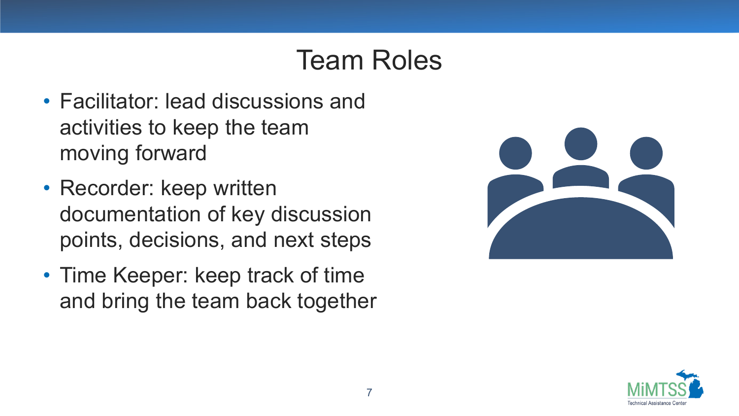# Team Roles

- Facilitator: lead discussions and activities to keep the team moving forward
- Recorder: keep written documentation of key discussion points, decisions, and next steps
- Time Keeper: keep track of time and bring the team back together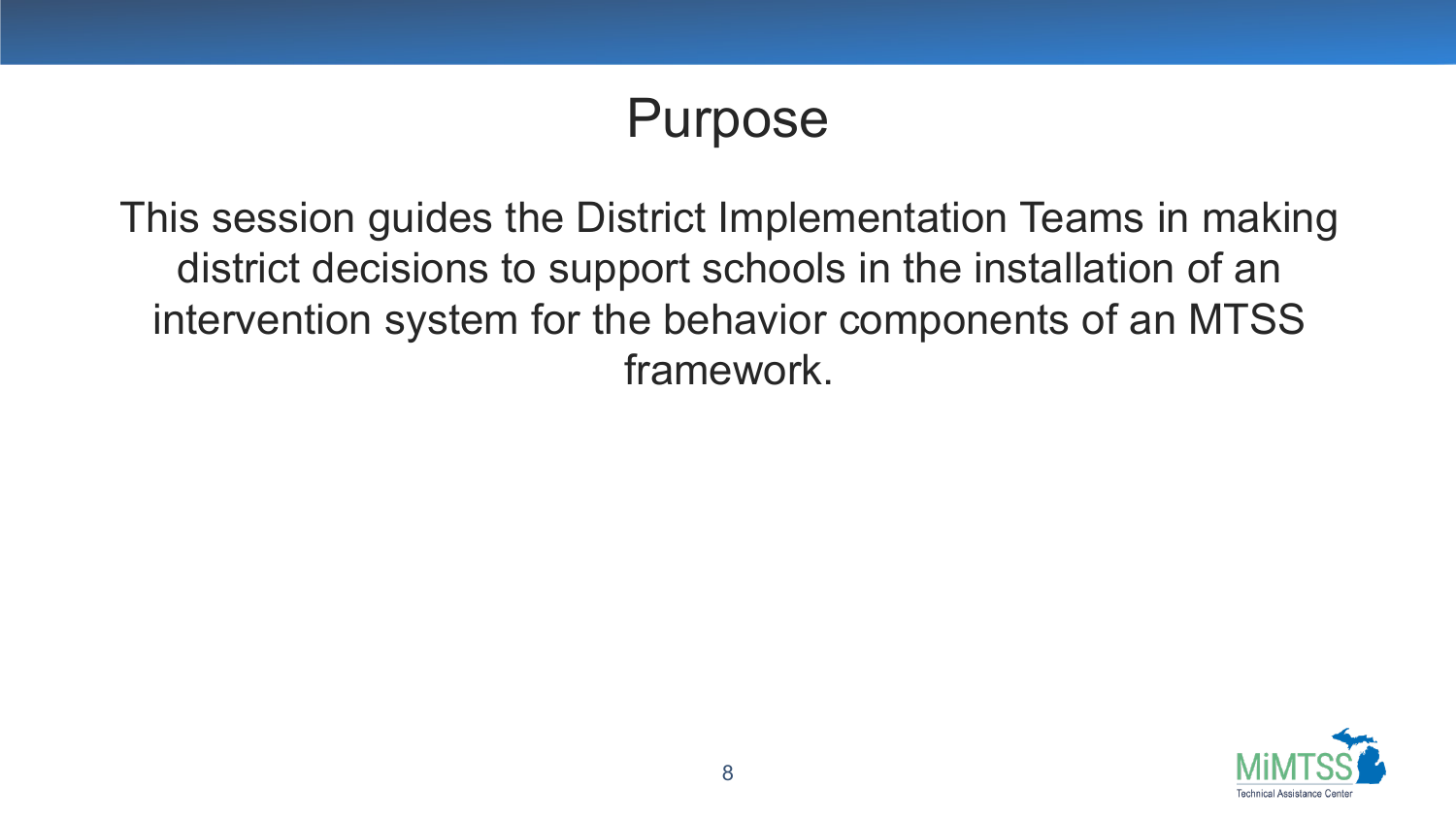# Purpose

This session guides the District Implementation Teams in making district decisions to support schools in the installation of an intervention system for the behavior components of an MTSS framework.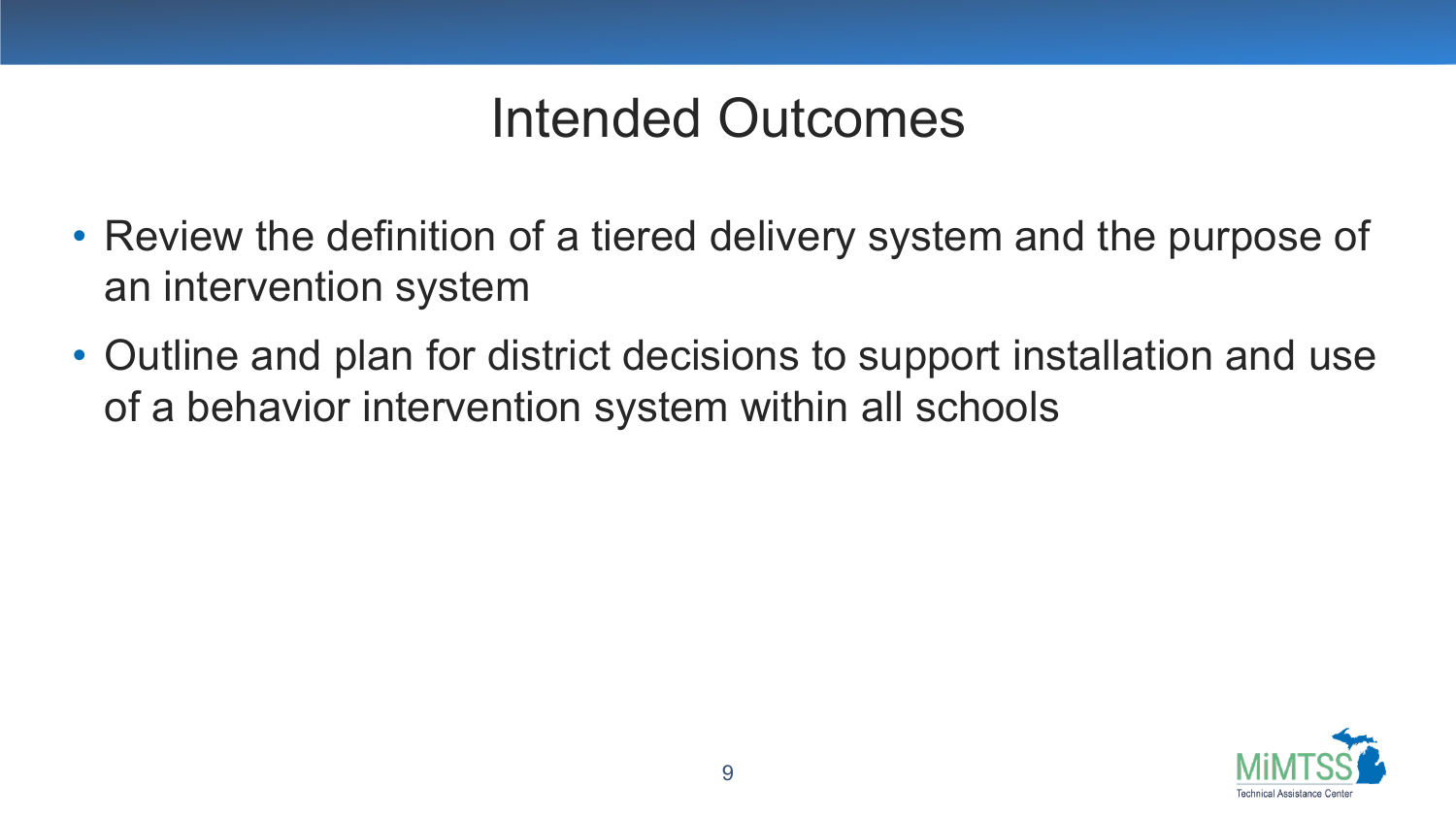# Intended Outcomes

- Review the definition of a tiered delivery system and the purpose of an intervention system
- Outline and plan for district decisions to support installation and use of a behavior intervention system within all schools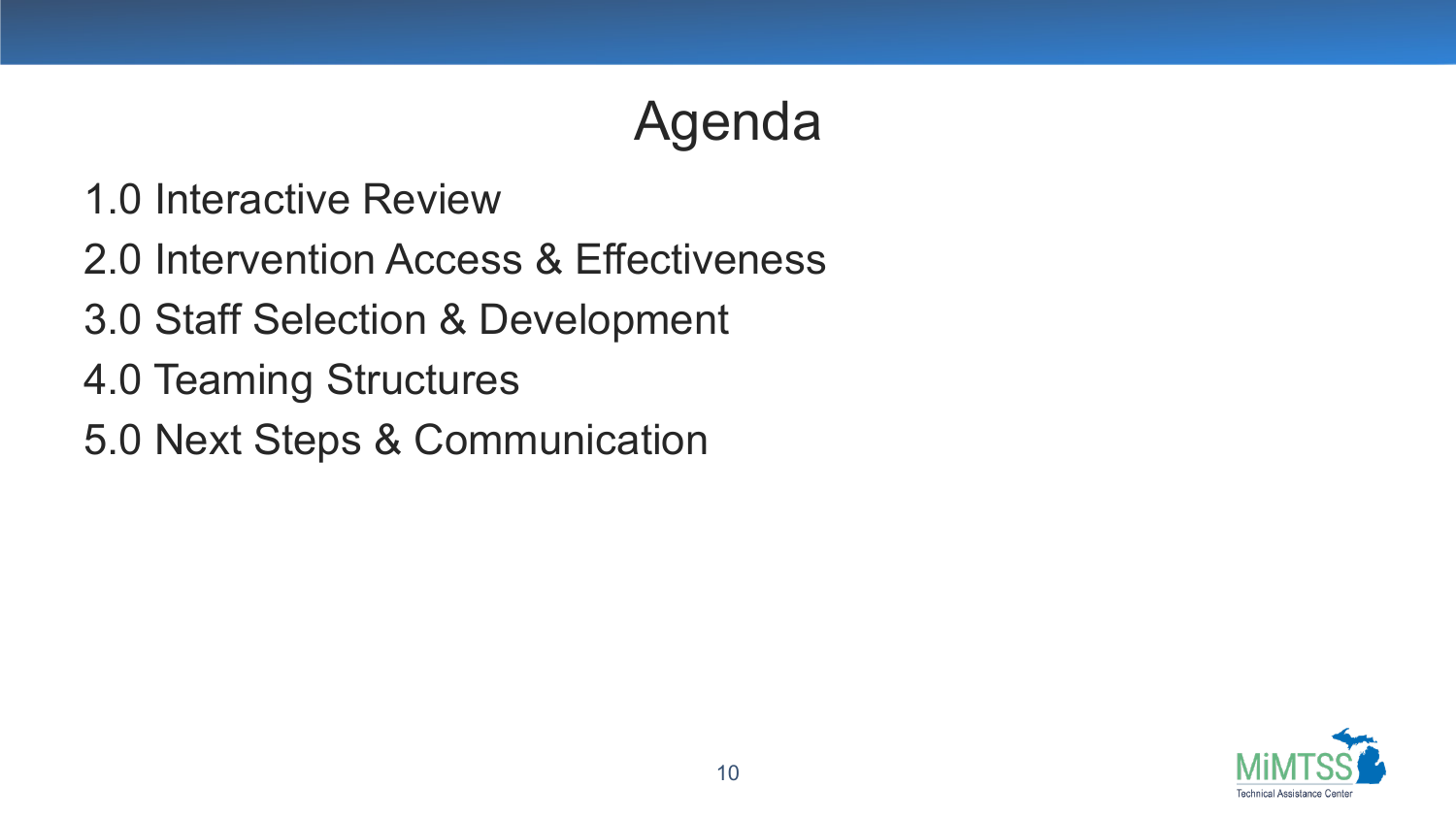# Agenda

1.0 Interactive Review

2.0 Intervention Access & Effectiveness

3.0 Staff Selection & Development

4.0 Teaming Structures

5.0 Next Steps & Communication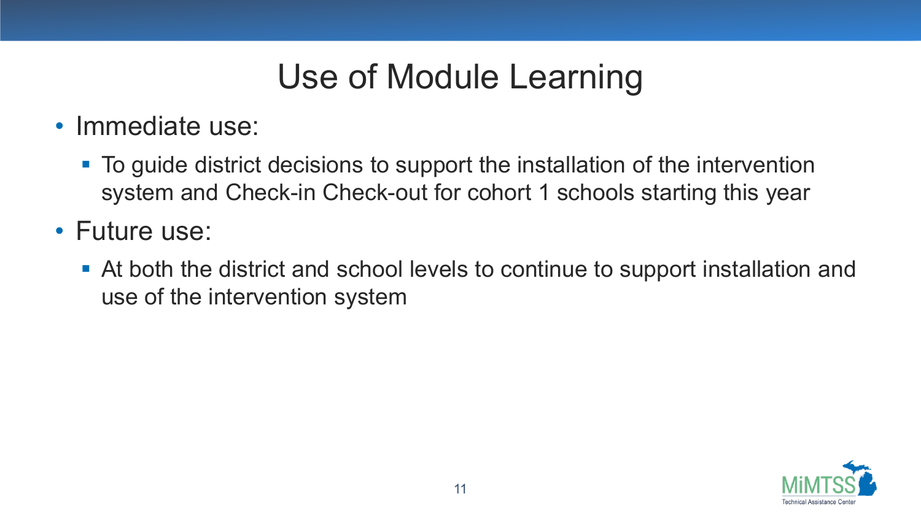# Use of Module Learning

- Immediate use:
  - To guide district decisions to support the installation of the intervention system and Check-in Check-out for cohort 1 schools starting this year
- Future use:
  - At both the district and school levels to continue to support installation and use of the intervention system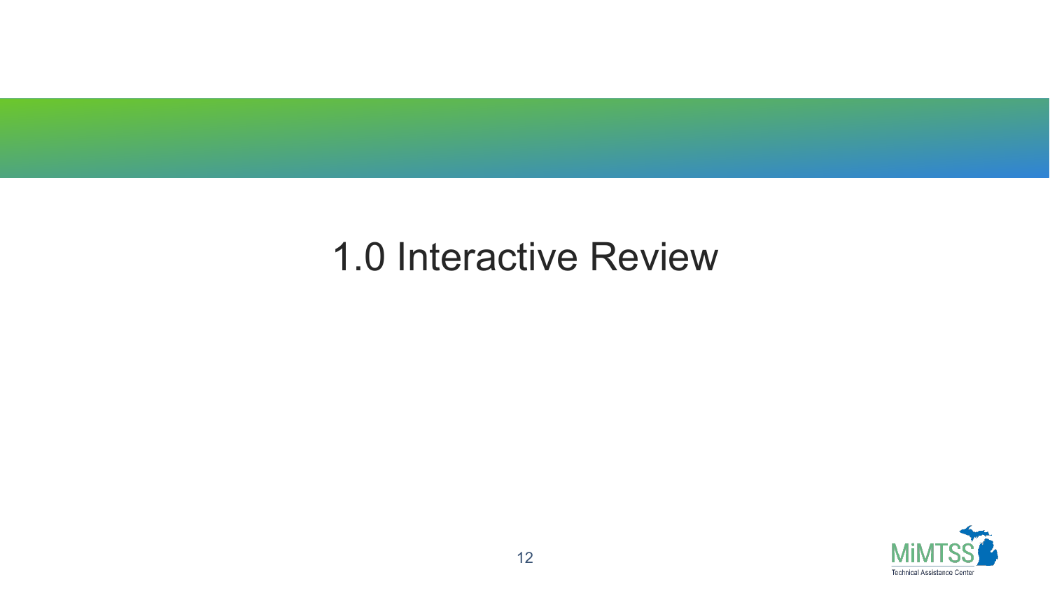# 1.0 Interactive Review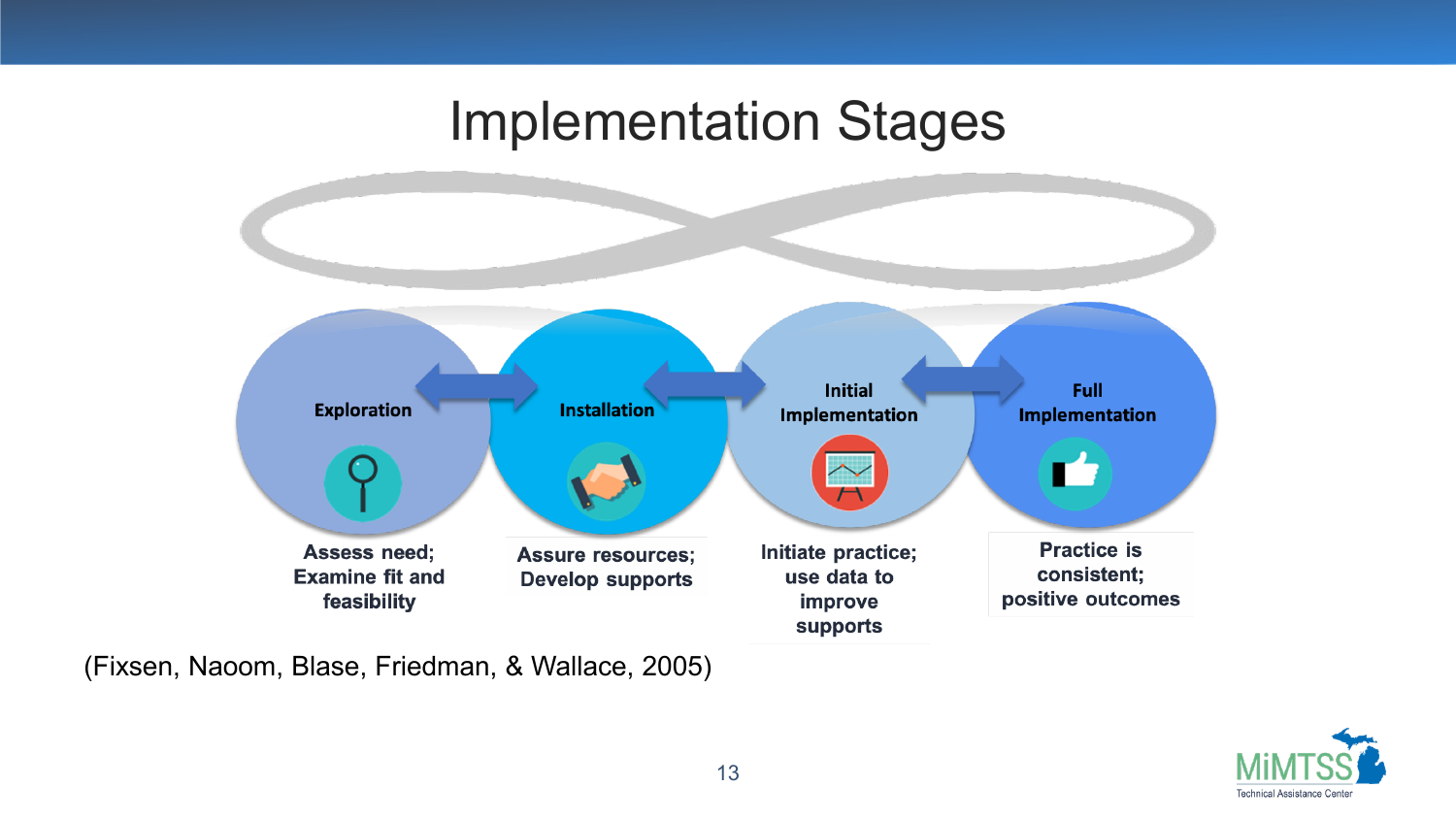# Implementation Stages

**Exploration**

Assess need; Examine fit and feasibility

**Installation**

Assure resources; Develop supports

**Initial Implementation**

Initiate practice; use data to improve supports

**Full Implementation**

Practice is consistent; positive outcomes

(Fixsen, Naoom, Blase, Friedman, & Wallace, 2005)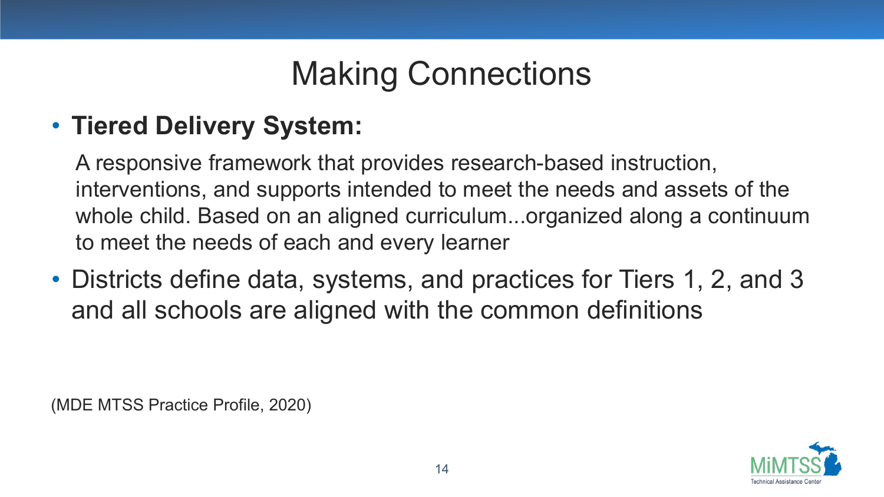# Making Connections

- **Tiered Delivery System:**

  A responsive framework that provides research-based instruction, interventions, and supports intended to meet the needs and assets of the whole child. Based on an aligned curriculum...organized along a continuum to meet the needs of each and every learner

- Districts define data, systems, and practices for Tiers 1, 2, and 3 and all schools are aligned with the common definitions

(MDE MTSS Practice Profile, 2020)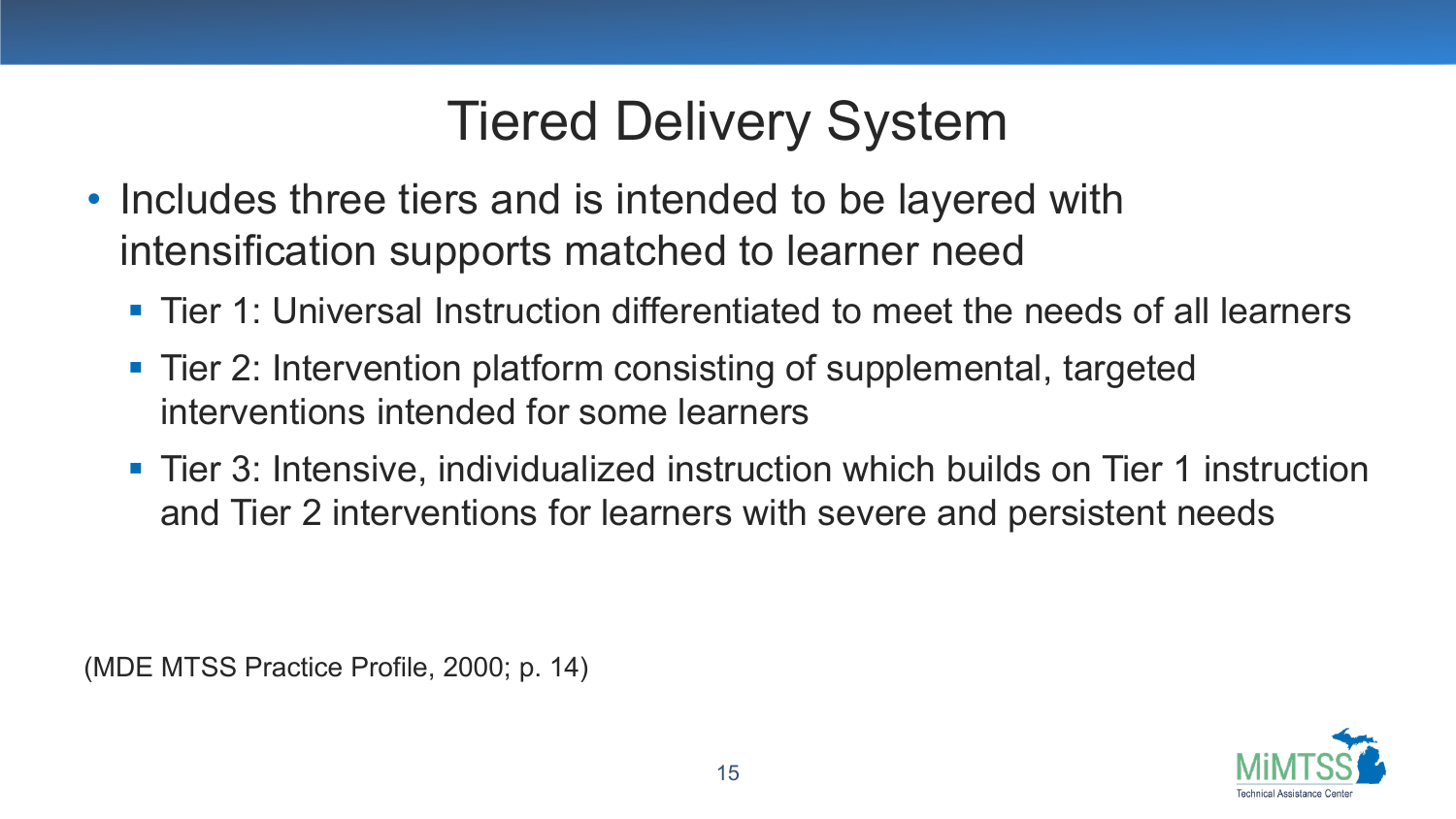# Tiered Delivery System

- Includes three tiers and is intended to be layered with intensification supports matched to learner need
  - Tier 1: Universal Instruction differentiated to meet the needs of all learners
  - Tier 2: Intervention platform consisting of supplemental, targeted interventions intended for some learners
  - Tier 3: Intensive, individualized instruction which builds on Tier 1 instruction and Tier 2 interventions for learners with severe and persistent needs

(MDE MTSS Practice Profile, 2000; p. 14)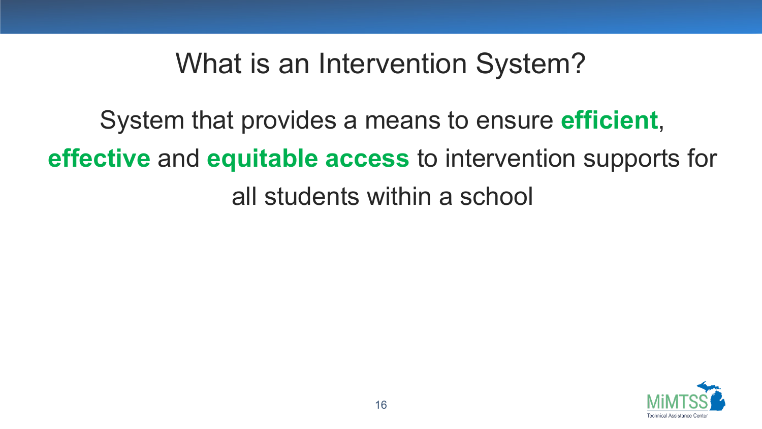# What is an Intervention System?

System that provides a means to ensure **efficient**, **effective** and **equitable access** to intervention supports for all students within a school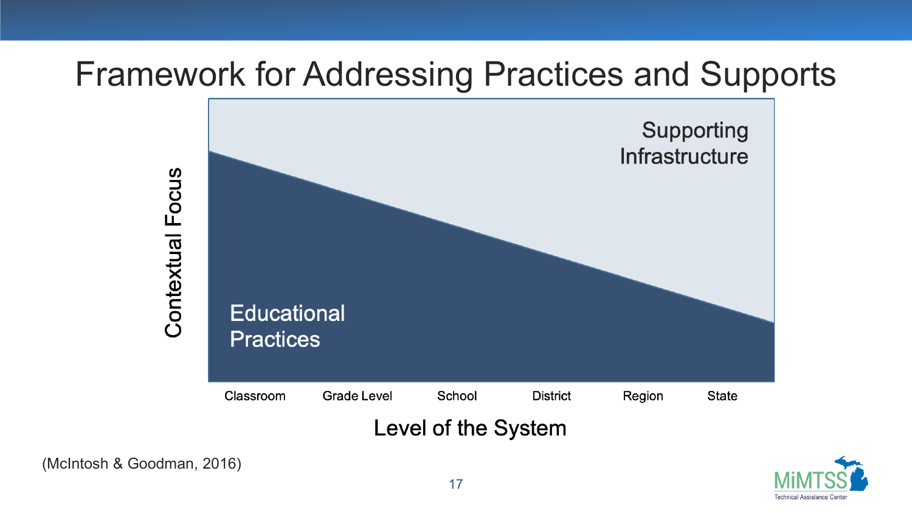# Framework for Addressing Practices and Supports

Contextual Focus

Supporting Infrastructure

Educational Practices

Classroom | Grade Level | School | District | Region | State

Level of the System

(McIntosh & Goodman, 2016)

MiMTSS Technical Assistance Center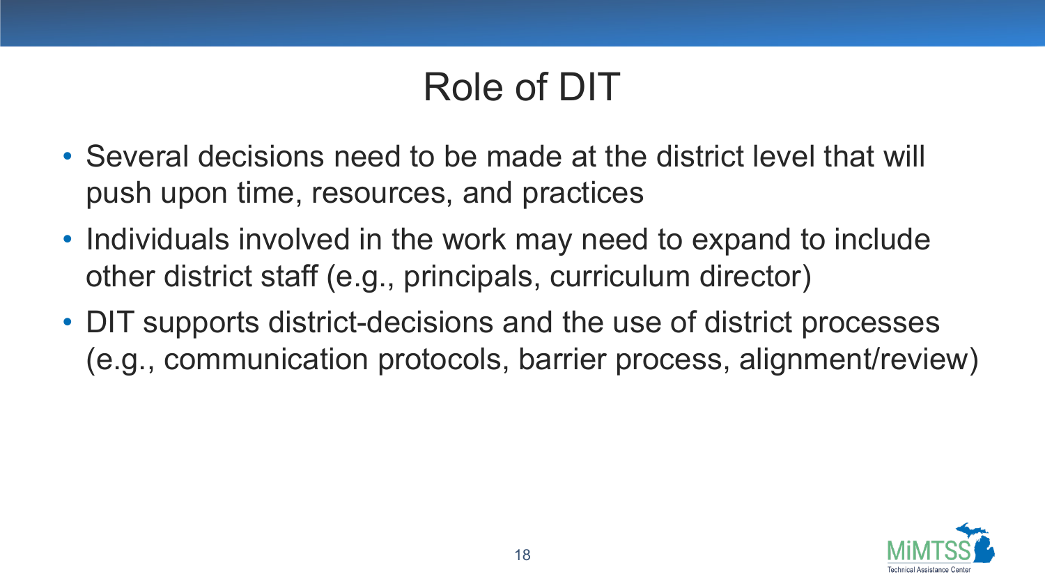# Role of DIT

- Several decisions need to be made at the district level that will push upon time, resources, and practices
- Individuals involved in the work may need to expand to include other district staff (e.g., principals, curriculum director)
- DIT supports district-decisions and the use of district processes (e.g., communication protocols, barrier process, alignment/review)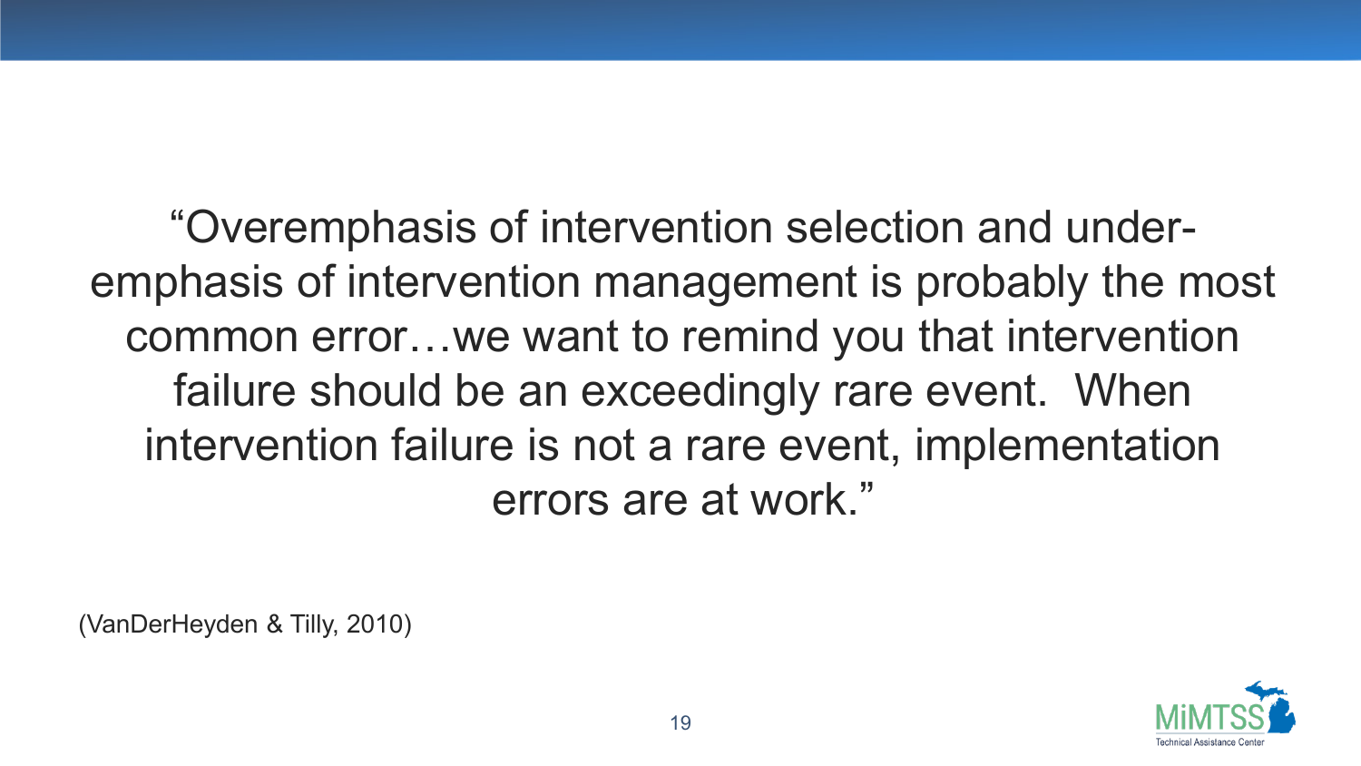"Overemphasis of intervention selection and under-emphasis of intervention management is probably the most common error…we want to remind you that intervention failure should be an exceedingly rare event. When intervention failure is not a rare event, implementation errors are at work."

(VanDerHeyden & Tilly, 2010)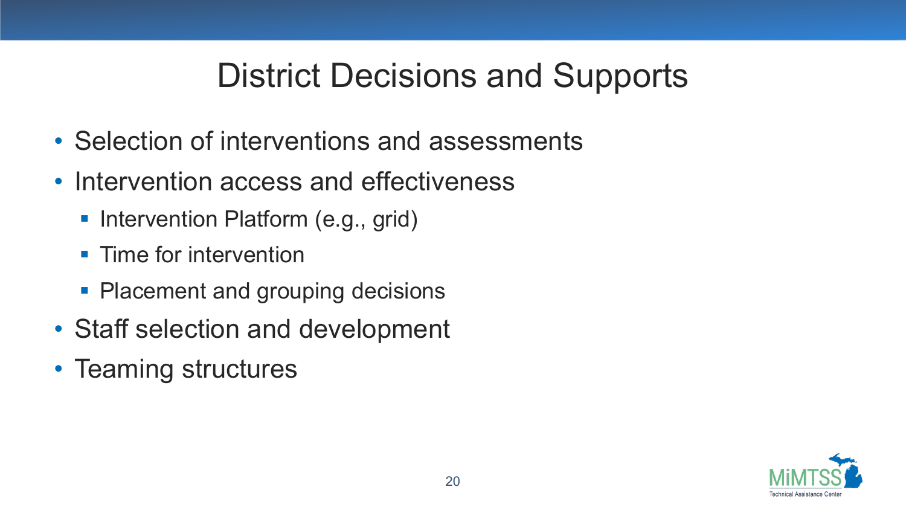# District Decisions and Supports

- Selection of interventions and assessments
- Intervention access and effectiveness
  - Intervention Platform (e.g., grid)
  - Time for intervention
  - Placement and grouping decisions
- Staff selection and development
- Teaming structures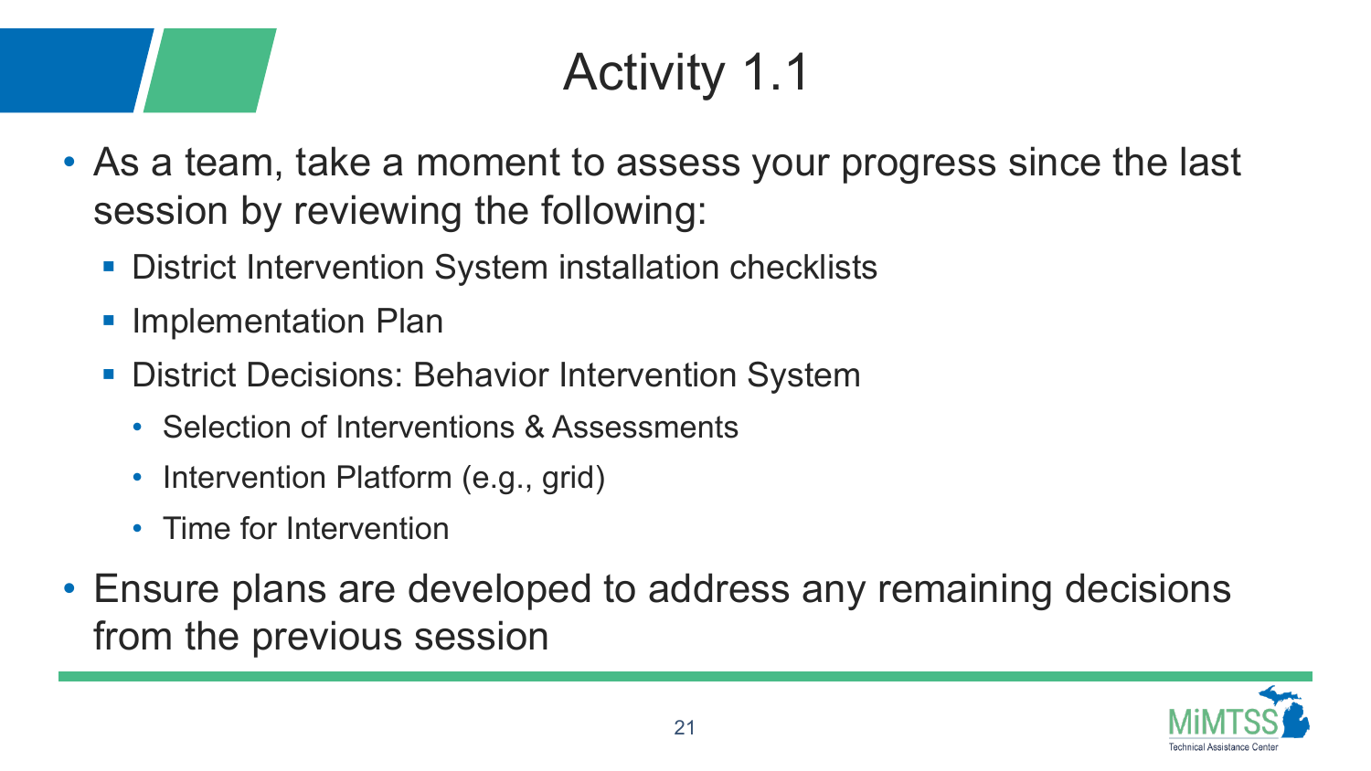# Activity 1.1

- As a team, take a moment to assess your progress since the last session by reviewing the following:
  - District Intervention System installation checklists
  - Implementation Plan
  - District Decisions: Behavior Intervention System
    - Selection of Interventions & Assessments
    - Intervention Platform (e.g., grid)
    - Time for Intervention
- Ensure plans are developed to address any remaining decisions from the previous session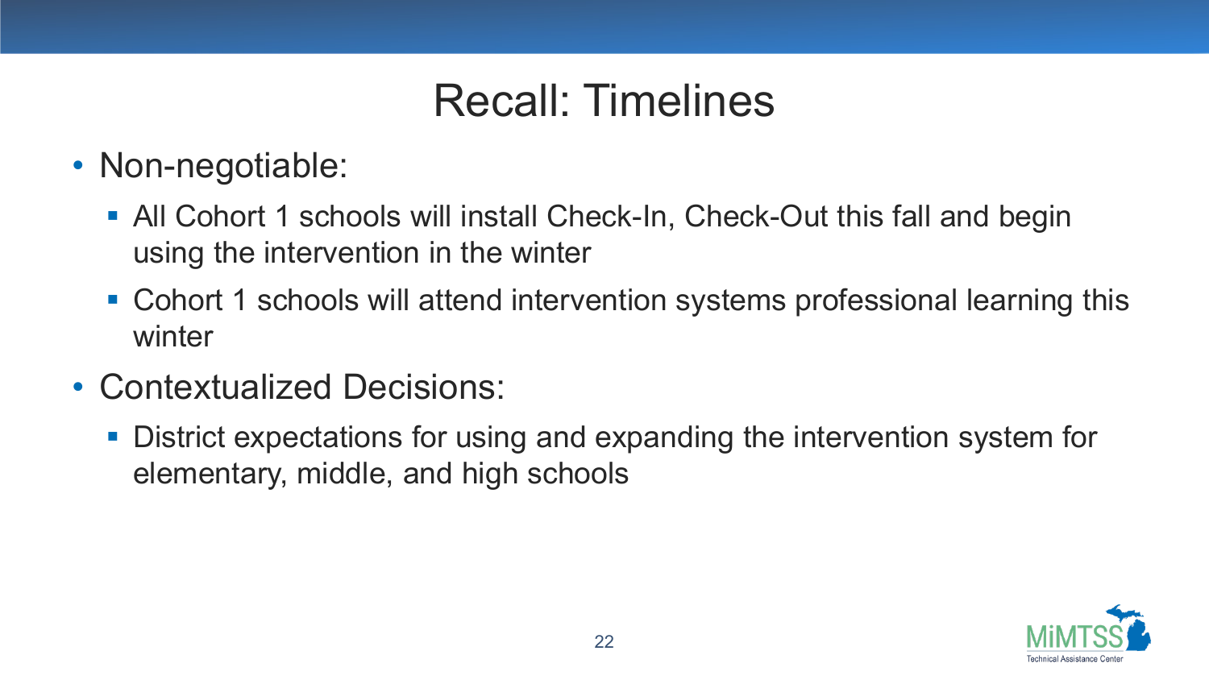# Recall: Timelines

- Non-negotiable:
  - All Cohort 1 schools will install Check-In, Check-Out this fall and begin using the intervention in the winter
  - Cohort 1 schools will attend intervention systems professional learning this winter
- Contextualized Decisions:
  - District expectations for using and expanding the intervention system for elementary, middle, and high schools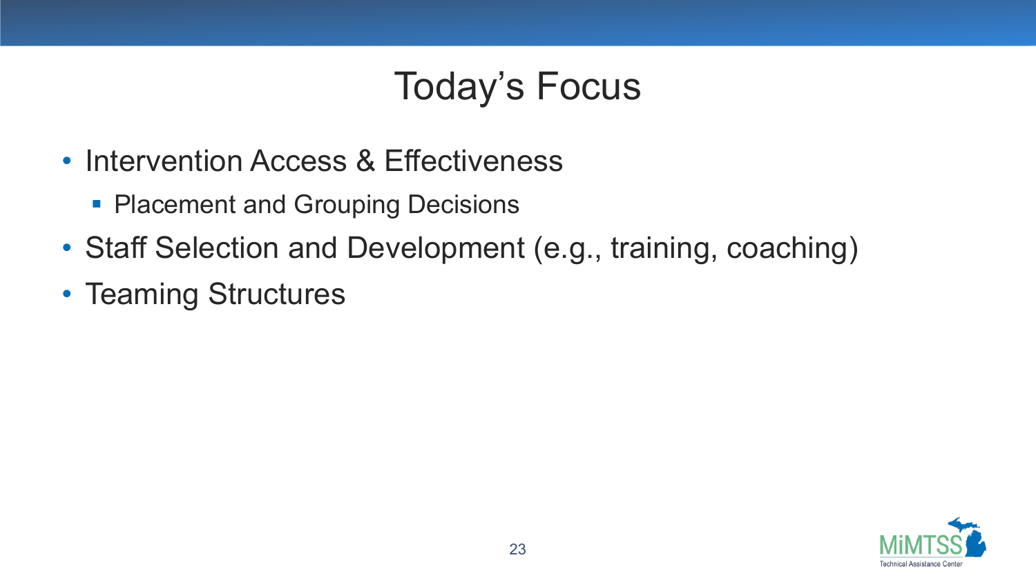# Today's Focus

- Intervention Access & Effectiveness
  - Placement and Grouping Decisions
- Staff Selection and Development (e.g., training, coaching)
- Teaming Structures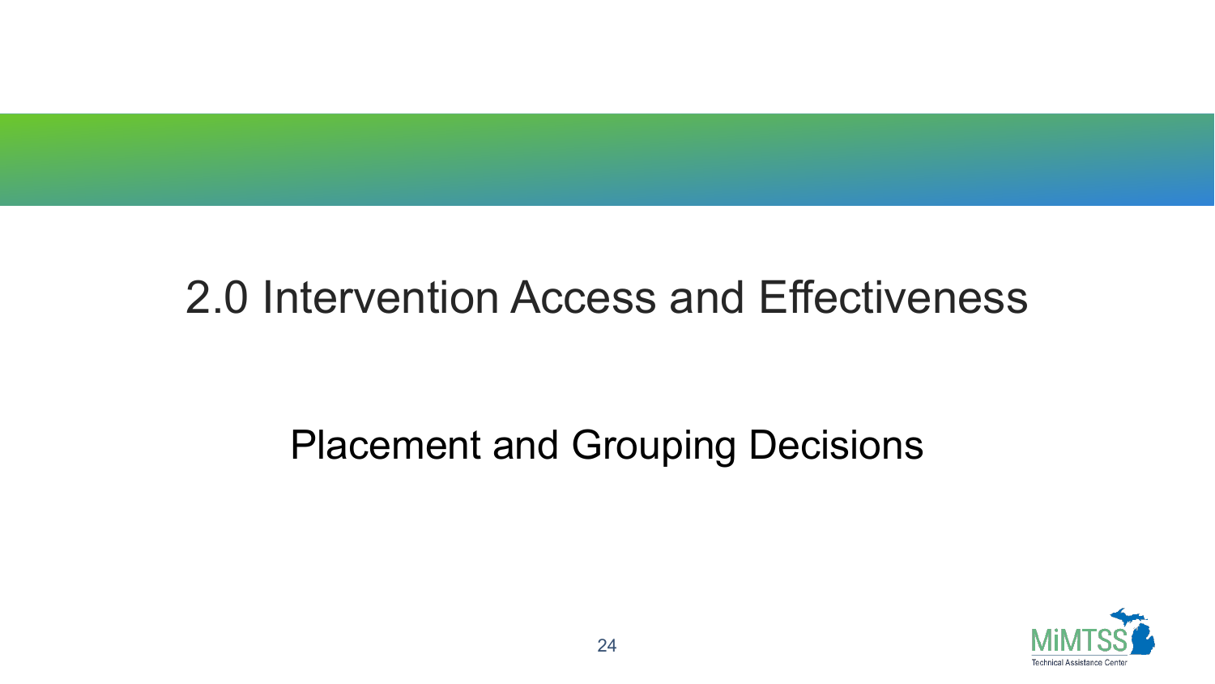# 2.0 Intervention Access and Effectiveness

## Placement and Grouping Decisions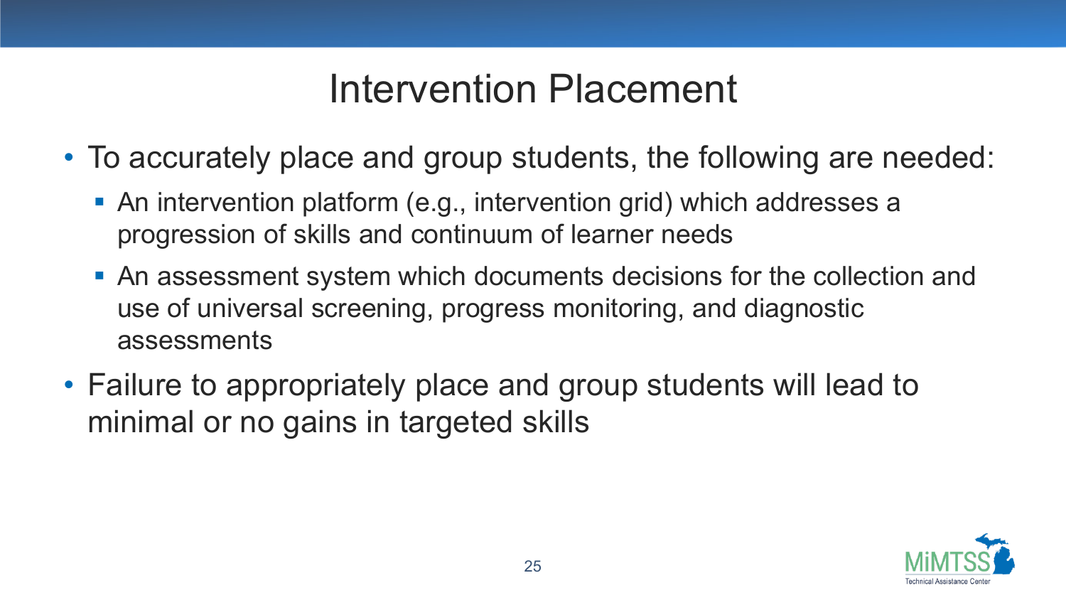# Intervention Placement

- To accurately place and group students, the following are needed:
  - An intervention platform (e.g., intervention grid) which addresses a progression of skills and continuum of learner needs
  - An assessment system which documents decisions for the collection and use of universal screening, progress monitoring, and diagnostic assessments
- Failure to appropriately place and group students will lead to minimal or no gains in targeted skills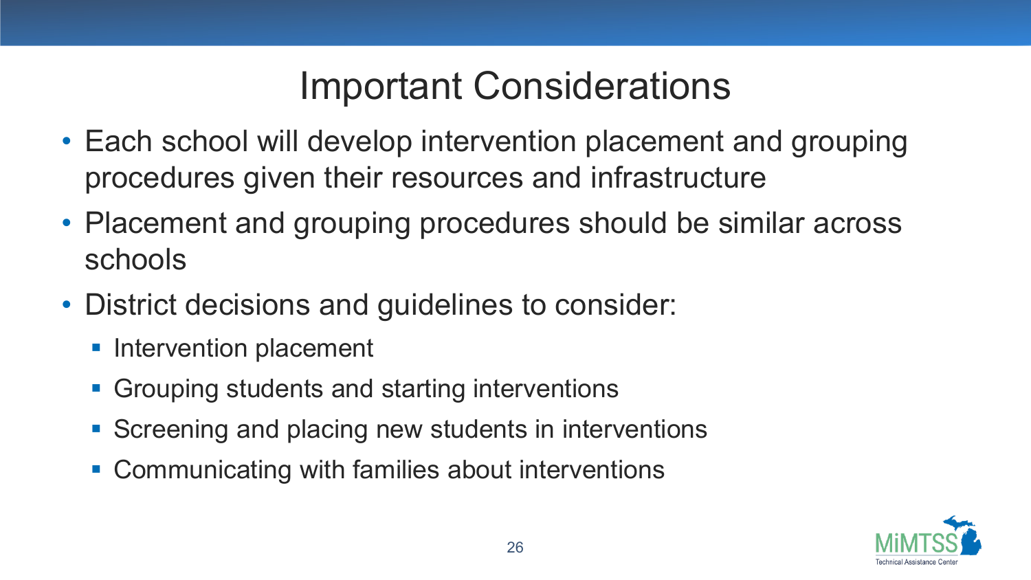# Important Considerations

- Each school will develop intervention placement and grouping procedures given their resources and infrastructure
- Placement and grouping procedures should be similar across schools
- District decisions and guidelines to consider:
  - Intervention placement
  - Grouping students and starting interventions
  - Screening and placing new students in interventions
  - Communicating with families about interventions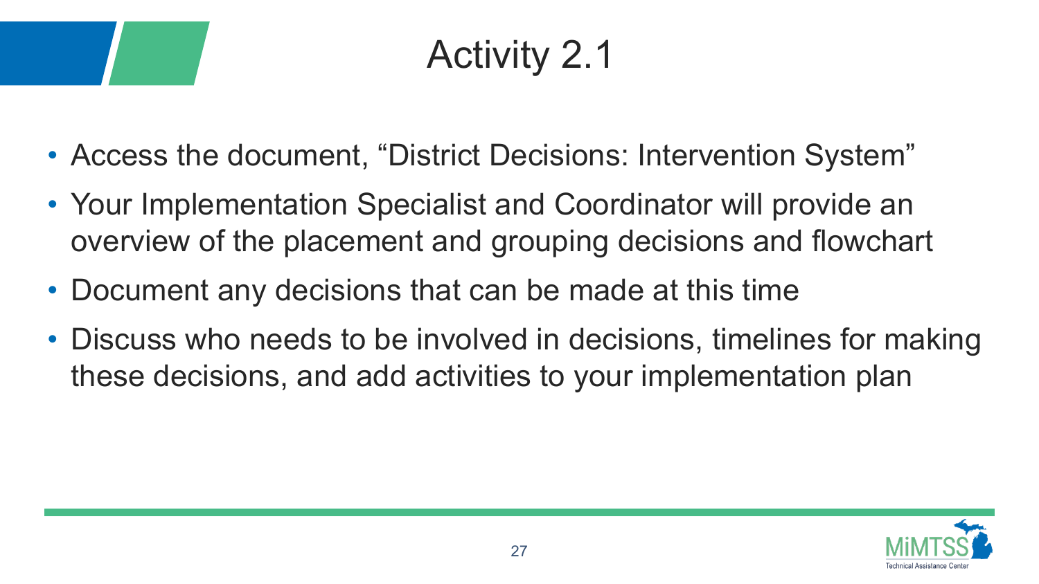# Activity 2.1

- Access the document, “District Decisions: Intervention System”
- Your Implementation Specialist and Coordinator will provide an overview of the placement and grouping decisions and flowchart
- Document any decisions that can be made at this time
- Discuss who needs to be involved in decisions, timelines for making these decisions, and add activities to your implementation plan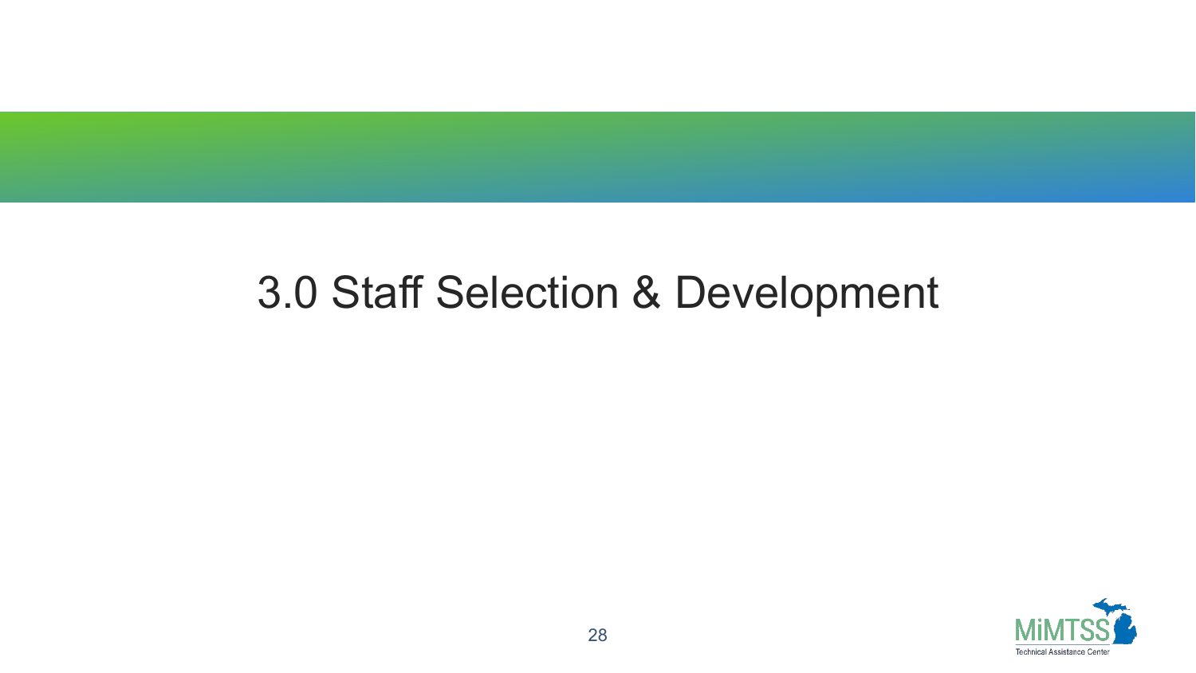# 3.0 Staff Selection & Development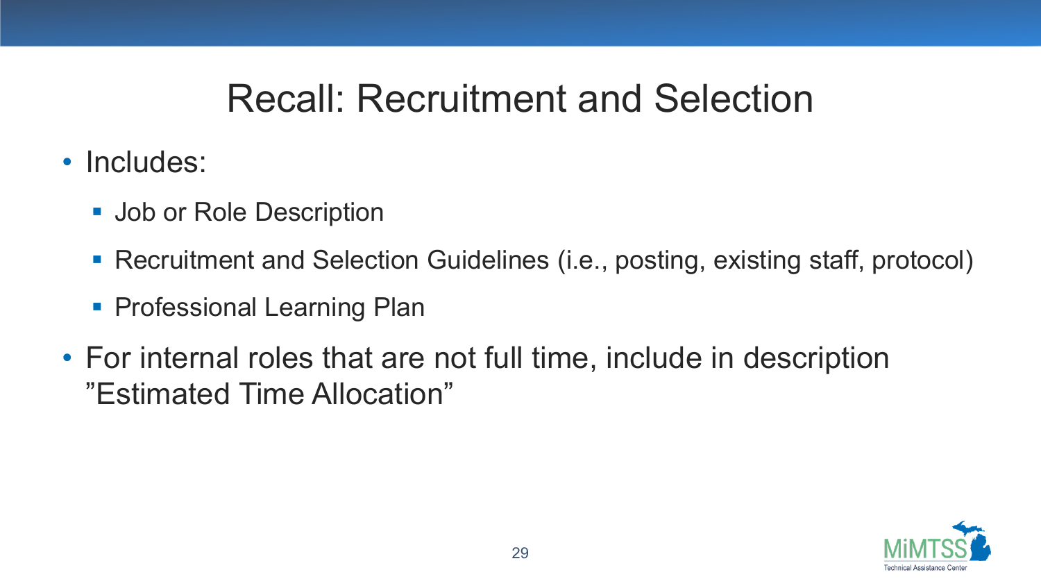# Recall: Recruitment and Selection

- Includes:
  - Job or Role Description
  - Recruitment and Selection Guidelines (i.e., posting, existing staff, protocol)
  - Professional Learning Plan
- For internal roles that are not full time, include in description "Estimated Time Allocation"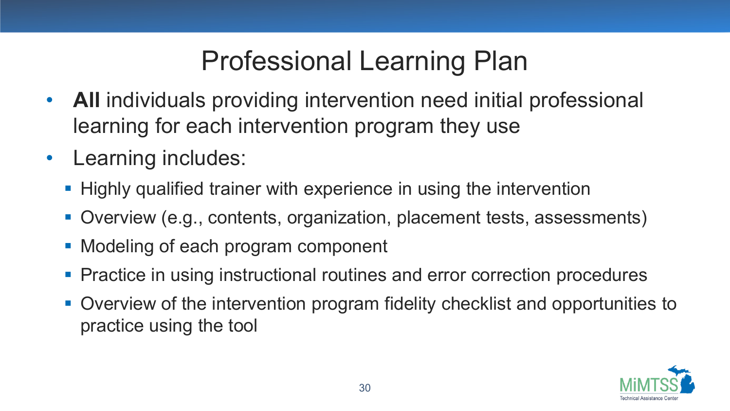# Professional Learning Plan

- **All** individuals providing intervention need initial professional learning for each intervention program they use
- Learning includes:
  - Highly qualified trainer with experience in using the intervention
  - Overview (e.g., contents, organization, placement tests, assessments)
  - Modeling of each program component
  - Practice in using instructional routines and error correction procedures
  - Overview of the intervention program fidelity checklist and opportunities to practice using the tool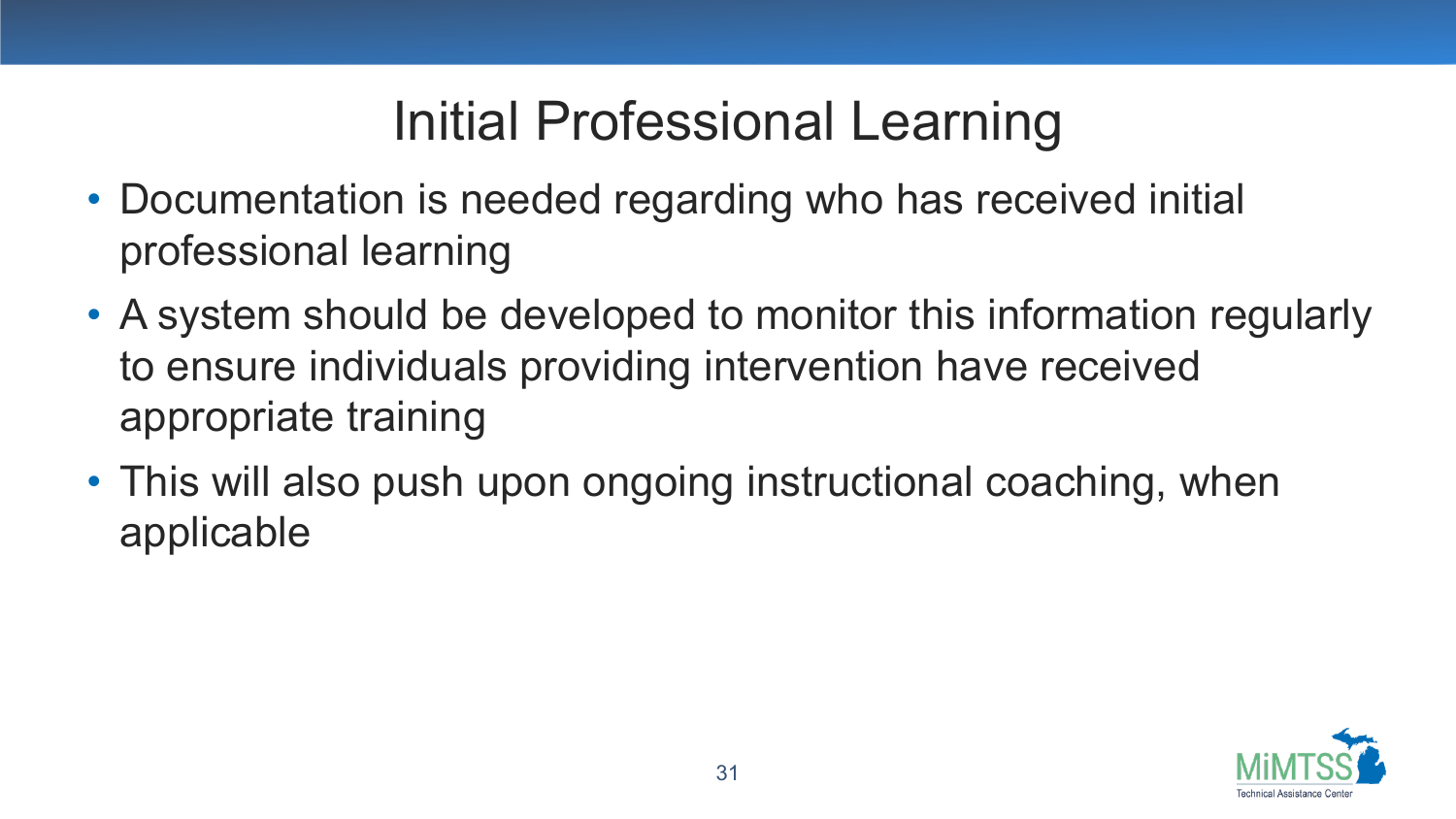# Initial Professional Learning

- Documentation is needed regarding who has received initial professional learning
- A system should be developed to monitor this information regularly to ensure individuals providing intervention have received appropriate training
- This will also push upon ongoing instructional coaching, when applicable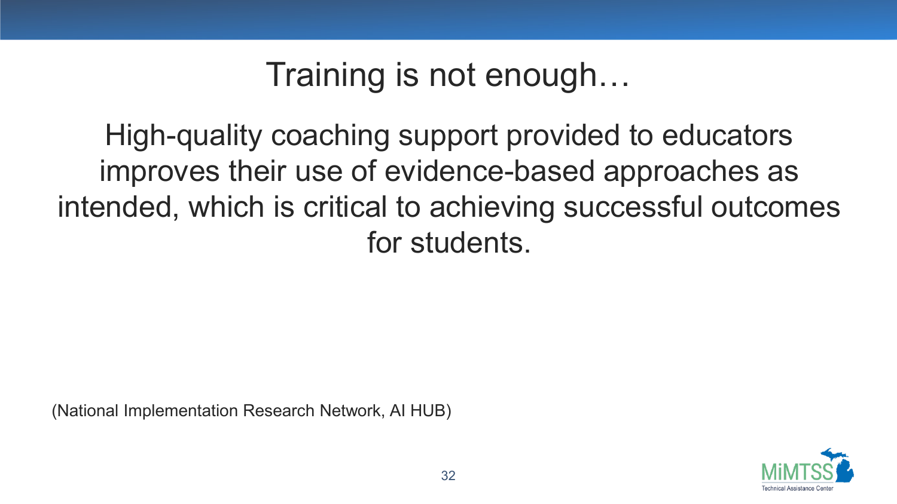# Training is not enough…

High-quality coaching support provided to educators improves their use of evidence-based approaches as intended, which is critical to achieving successful outcomes for students.

(National Implementation Research Network, AI HUB)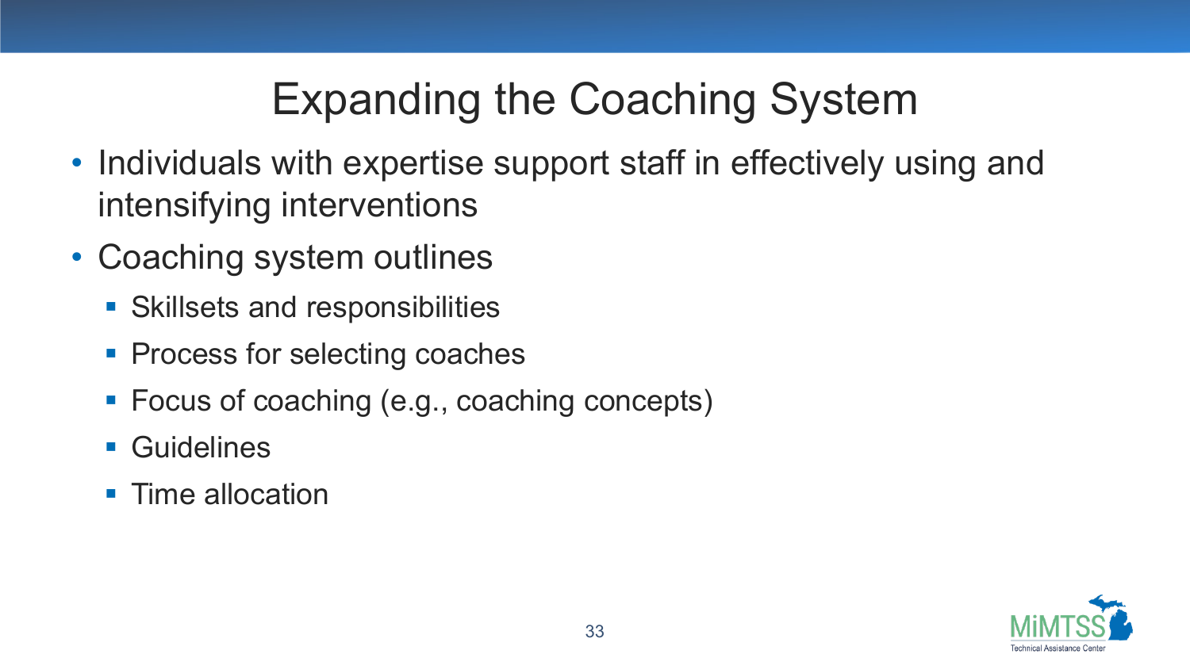# Expanding the Coaching System

- Individuals with expertise support staff in effectively using and intensifying interventions
- Coaching system outlines
  - Skillsets and responsibilities
  - Process for selecting coaches
  - Focus of coaching (e.g., coaching concepts)
  - Guidelines
  - Time allocation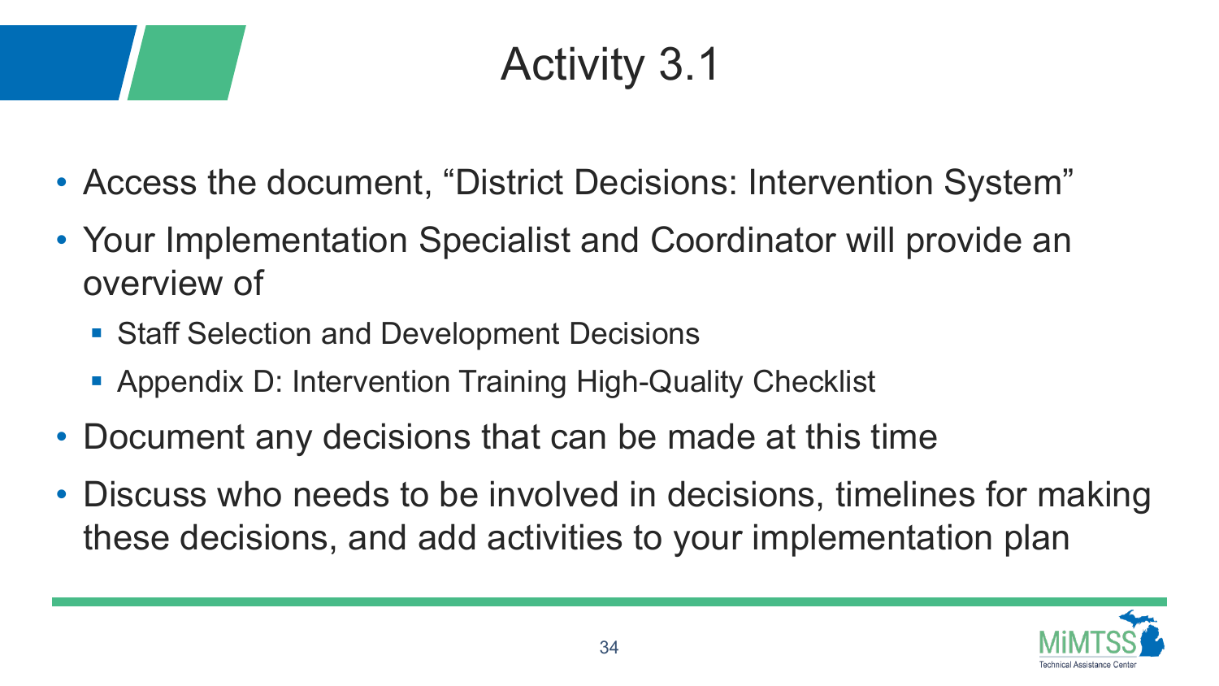# Activity 3.1

- Access the document, “District Decisions: Intervention System”
- Your Implementation Specialist and Coordinator will provide an overview of
  - Staff Selection and Development Decisions
  - Appendix D: Intervention Training High-Quality Checklist
- Document any decisions that can be made at this time
- Discuss who needs to be involved in decisions, timelines for making these decisions, and add activities to your implementation plan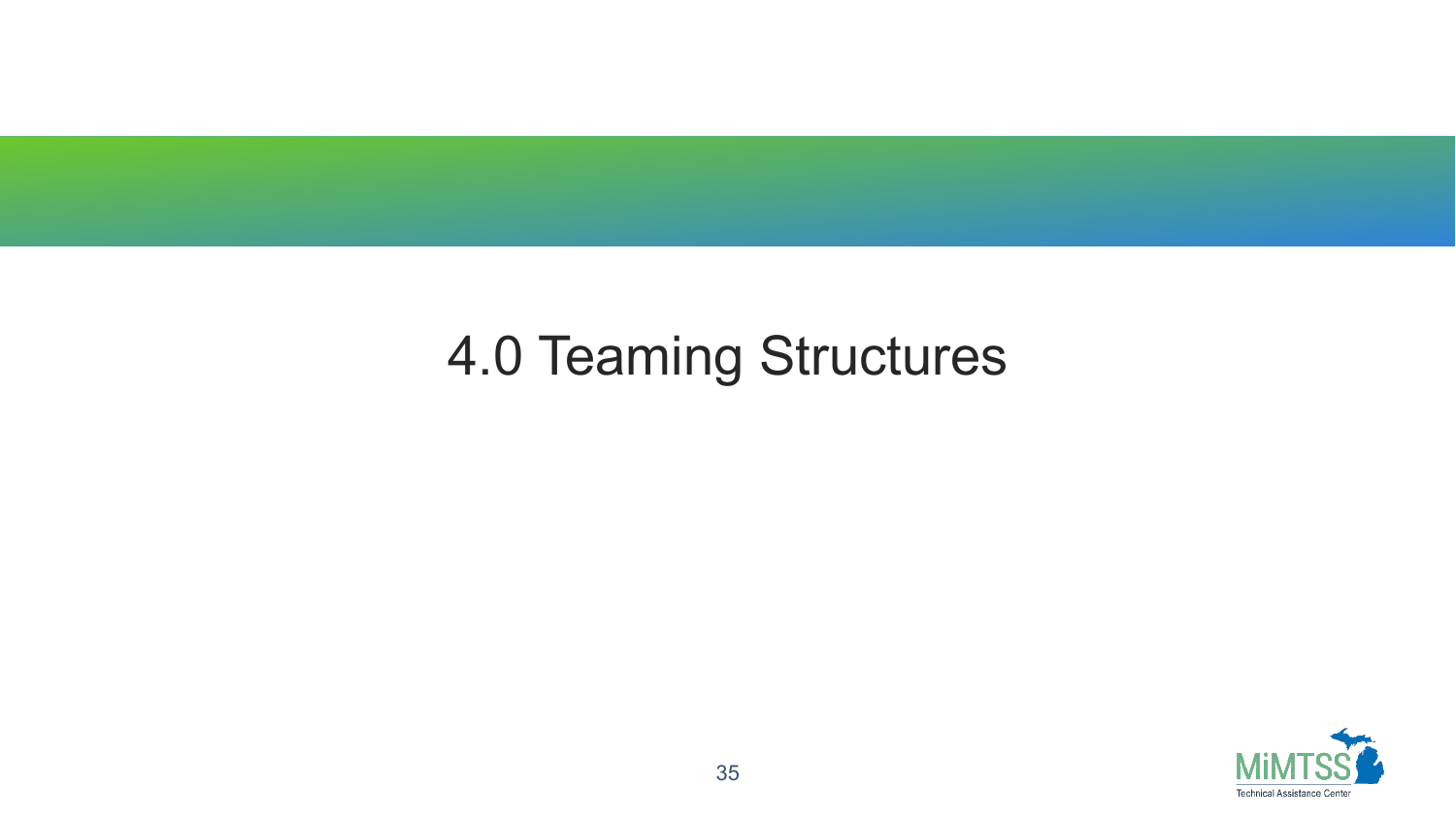# 4.0 Teaming Structures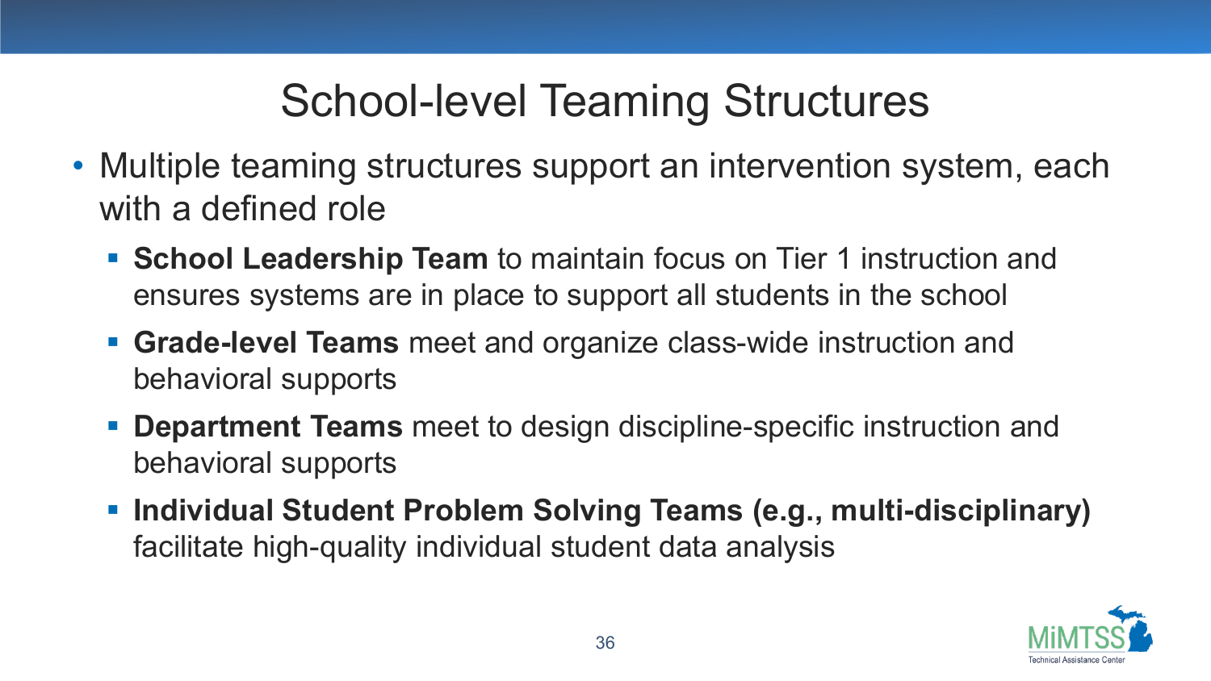# School-level Teaming Structures

- Multiple teaming structures support an intervention system, each with a defined role
  - **School Leadership Team** to maintain focus on Tier 1 instruction and ensures systems are in place to support all students in the school
  - **Grade-level Teams** meet and organize class-wide instruction and behavioral supports
  - **Department Teams** meet to design discipline-specific instruction and behavioral supports
  - **Individual Student Problem Solving Teams (e.g., multi-disciplinary)** facilitate high-quality individual student data analysis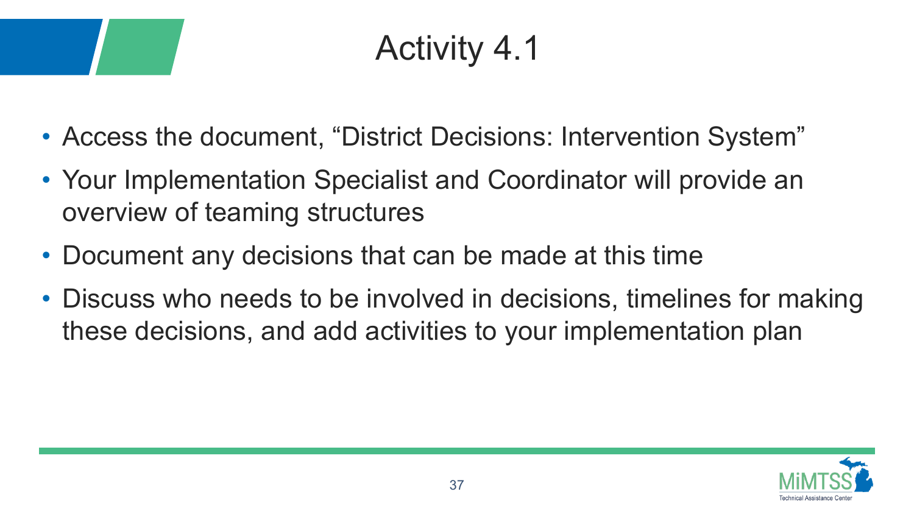# Activity 4.1

- Access the document, “District Decisions: Intervention System”
- Your Implementation Specialist and Coordinator will provide an overview of teaming structures
- Document any decisions that can be made at this time
- Discuss who needs to be involved in decisions, timelines for making these decisions, and add activities to your implementation plan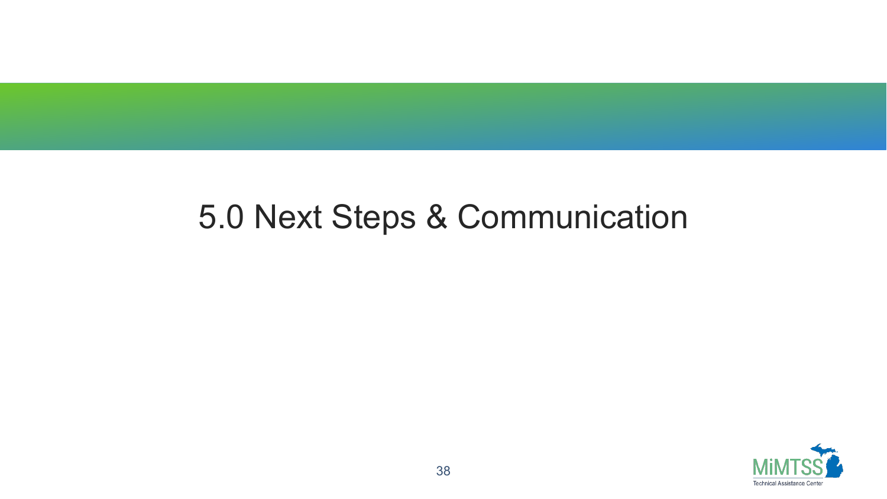# 5.0 Next Steps & Communication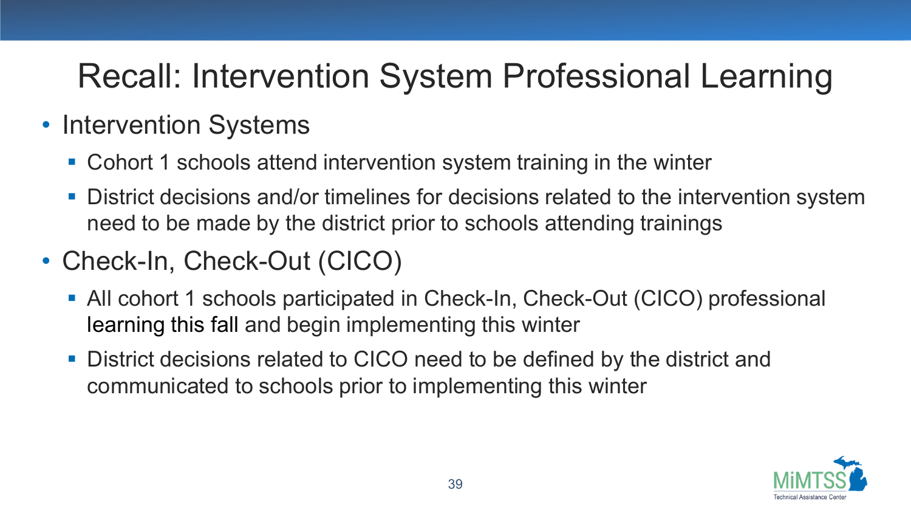# Recall: Intervention System Professional Learning

- Intervention Systems
  - Cohort 1 schools attend intervention system training in the winter
  - District decisions and/or timelines for decisions related to the intervention system need to be made by the district prior to schools attending trainings
- Check-In, Check-Out (CICO)
  - All cohort 1 schools participated in Check-In, Check-Out (CICO) professional learning this fall and begin implementing this winter
  - District decisions related to CICO need to be defined by the district and communicated to schools prior to implementing this winter

MiMTSS Technical Assistance Center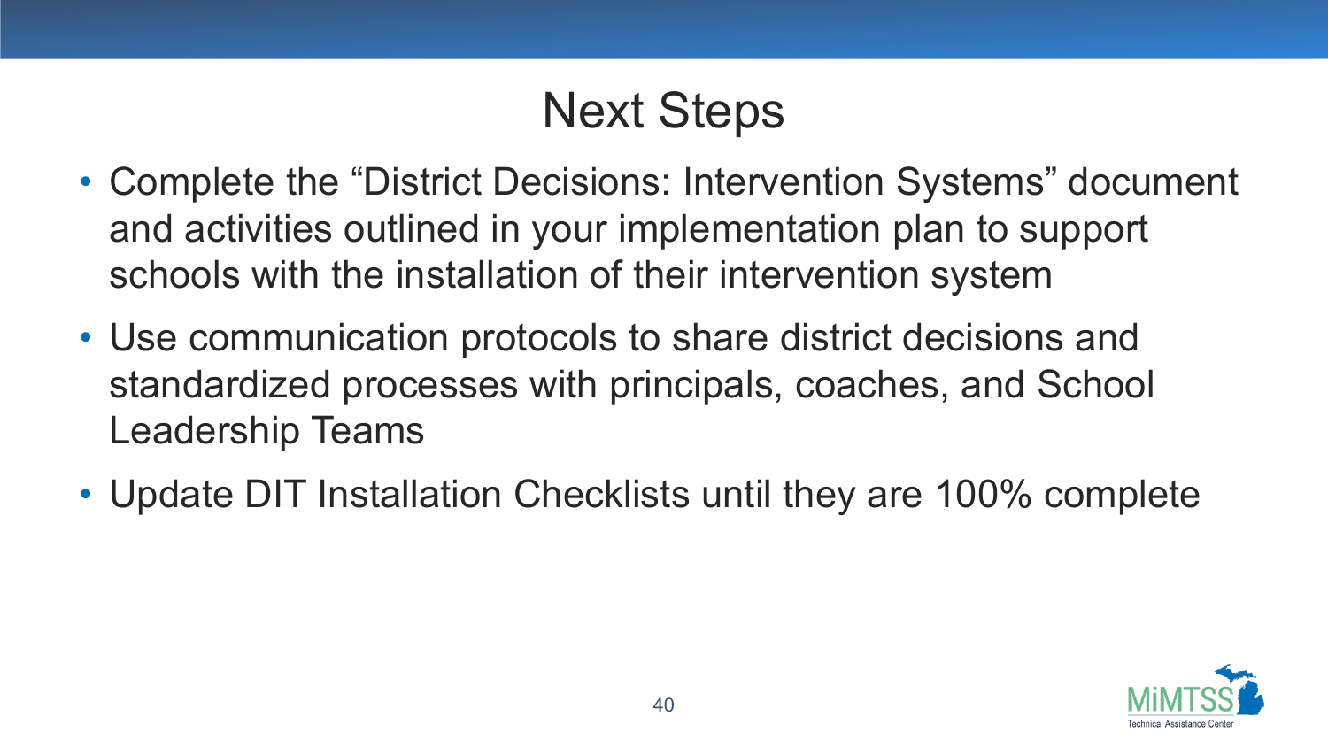# Next Steps

- Complete the "District Decisions: Intervention Systems" document and activities outlined in your implementation plan to support schools with the installation of their intervention system
- Use communication protocols to share district decisions and standardized processes with principals, coaches, and School Leadership Teams
- Update DIT Installation Checklists until they are 100% complete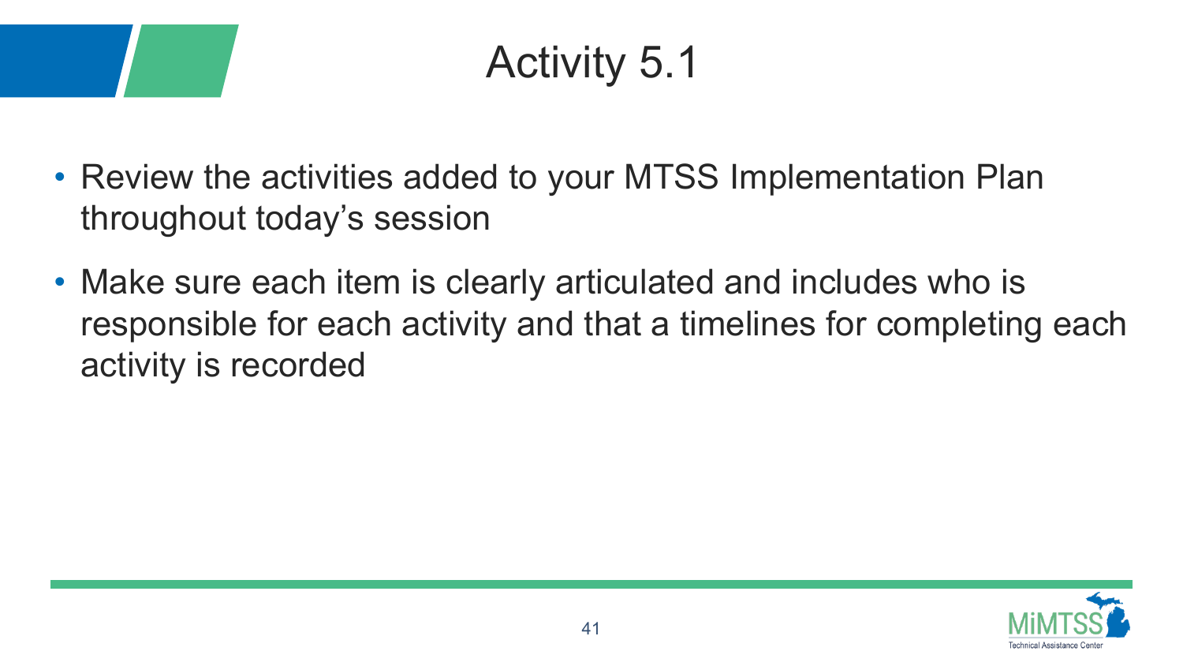# Activity 5.1

- Review the activities added to your MTSS Implementation Plan throughout today's session
- Make sure each item is clearly articulated and includes who is responsible for each activity and that a timelines for completing each activity is recorded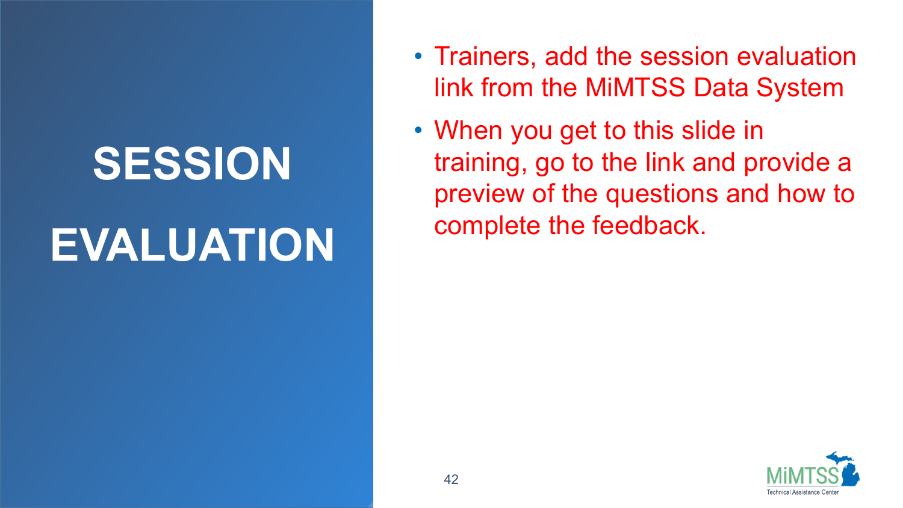# SESSION EVALUATION

- Trainers, add the session evaluation link from the MiMTSS Data System
- When you get to this slide in training, go to the link and provide a preview of the questions and how to complete the feedback.